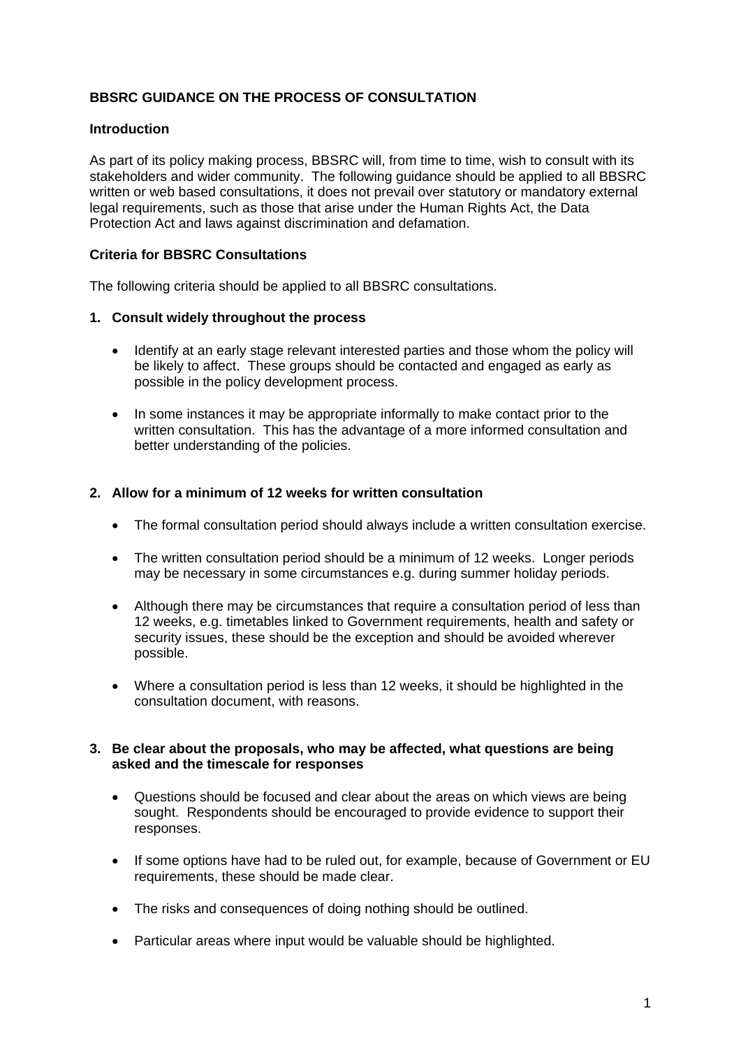# BBSRC GUIDANCE ON THE PROCESS OF CONSULTATION

## Introduction

As part of its policy making process, BBSRC will, from time to time, wish to consult with its stakeholders and wider community. The following guidance should be applied to all BBSRC written or web based consultations, it does not prevail over statutory or mandatory external legal requirements, such as those that arise under the Human Rights Act, the Data Protection Act and laws against discrimination and defamation.

## Criteria for BBSRC Consultations

The following criteria should be applied to all BBSRC consultations.

### 1. Consult widely throughout the process

- Identify at an early stage relevant interested parties and those whom the policy will be likely to affect. These groups should be contacted and engaged as early as possible in the policy development process.

- In some instances it may be appropriate informally to make contact prior to the written consultation. This has the advantage of a more informed consultation and better understanding of the policies.

### 2. Allow for a minimum of 12 weeks for written consultation

- The formal consultation period should always include a written consultation exercise.

- The written consultation period should be a minimum of 12 weeks. Longer periods may be necessary in some circumstances e.g. during summer holiday periods.

- Although there may be circumstances that require a consultation period of less than 12 weeks, e.g. timetables linked to Government requirements, health and safety or security issues, these should be the exception and should be avoided wherever possible.

- Where a consultation period is less than 12 weeks, it should be highlighted in the consultation document, with reasons.

### 3. Be clear about the proposals, who may be affected, what questions are being asked and the timescale for responses

- Questions should be focused and clear about the areas on which views are being sought. Respondents should be encouraged to provide evidence to support their responses.

- If some options have had to be ruled out, for example, because of Government or EU requirements, these should be made clear.

- The risks and consequences of doing nothing should be outlined.

- Particular areas where input would be valuable should be highlighted.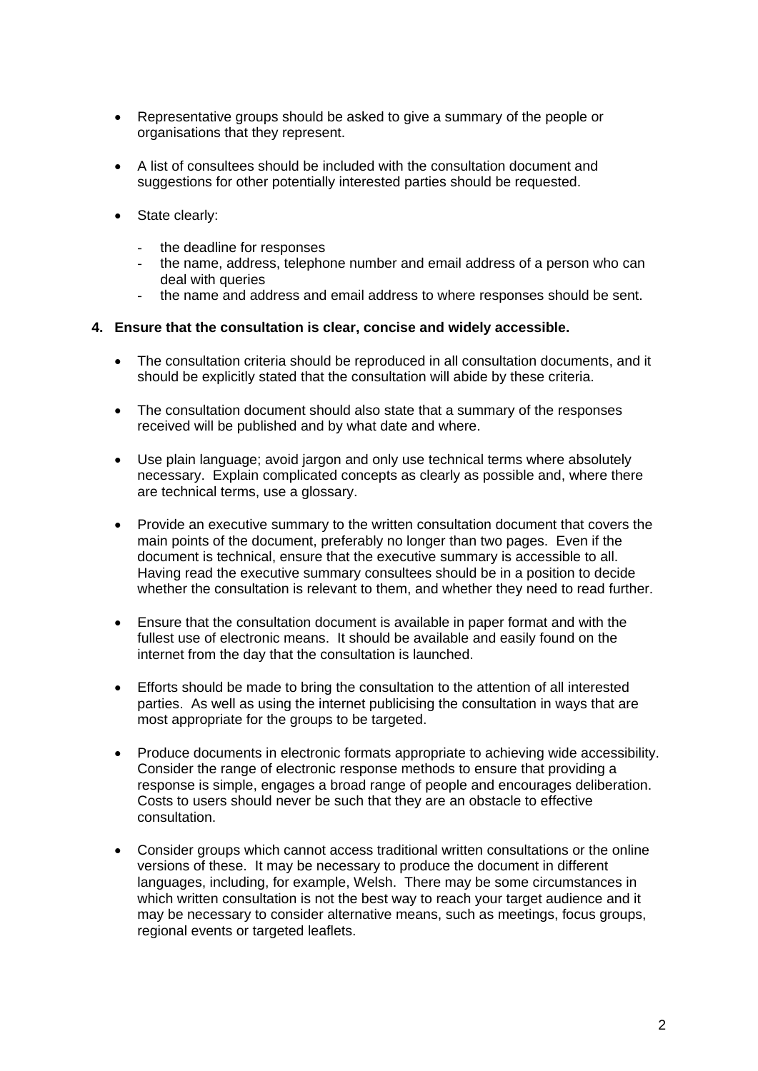- Representative groups should be asked to give a summary of the people or organisations that they represent.

- A list of consultees should be included with the consultation document and suggestions for other potentially interested parties should be requested.

- State clearly:

  - the deadline for responses
  - the name, address, telephone number and email address of a person who can deal with queries
  - the name and address and email address to where responses should be sent.

**4. Ensure that the consultation is clear, concise and widely accessible.**

- The consultation criteria should be reproduced in all consultation documents, and it should be explicitly stated that the consultation will abide by these criteria.

- The consultation document should also state that a summary of the responses received will be published and by what date and where.

- Use plain language; avoid jargon and only use technical terms where absolutely necessary. Explain complicated concepts as clearly as possible and, where there are technical terms, use a glossary.

- Provide an executive summary to the written consultation document that covers the main points of the document, preferably no longer than two pages. Even if the document is technical, ensure that the executive summary is accessible to all. Having read the executive summary consultees should be in a position to decide whether the consultation is relevant to them, and whether they need to read further.

- Ensure that the consultation document is available in paper format and with the fullest use of electronic means. It should be available and easily found on the internet from the day that the consultation is launched.

- Efforts should be made to bring the consultation to the attention of all interested parties. As well as using the internet publicising the consultation in ways that are most appropriate for the groups to be targeted.

- Produce documents in electronic formats appropriate to achieving wide accessibility. Consider the range of electronic response methods to ensure that providing a response is simple, engages a broad range of people and encourages deliberation. Costs to users should never be such that they are an obstacle to effective consultation.

- Consider groups which cannot access traditional written consultations or the online versions of these. It may be necessary to produce the document in different languages, including, for example, Welsh. There may be some circumstances in which written consultation is not the best way to reach your target audience and it may be necessary to consider alternative means, such as meetings, focus groups, regional events or targeted leaflets.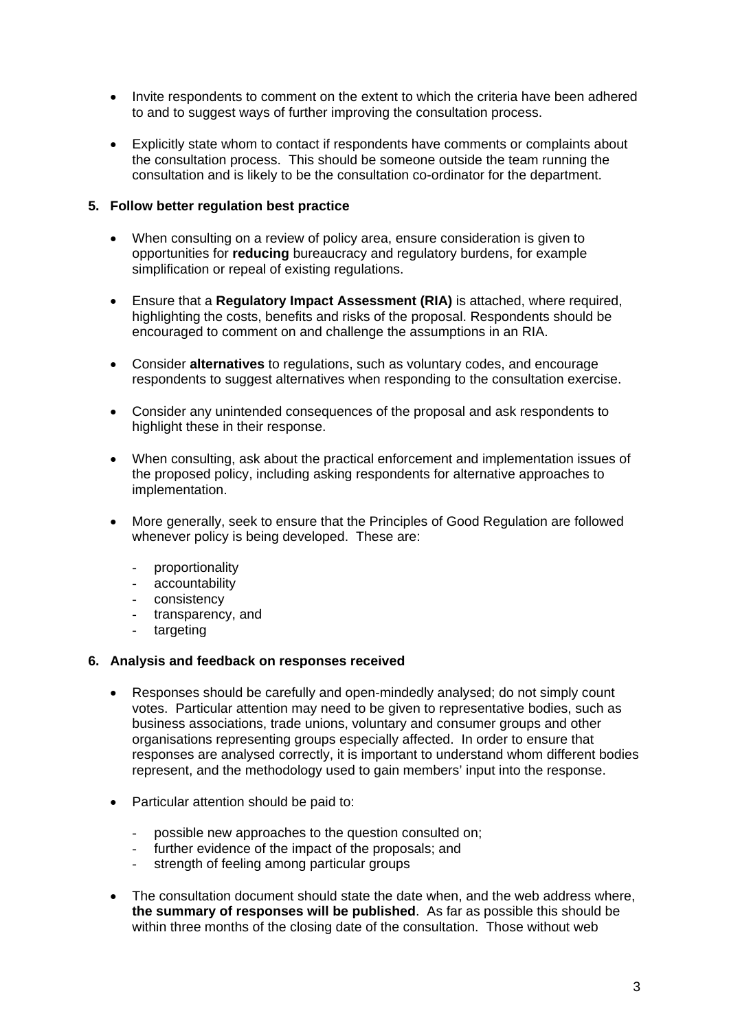- Invite respondents to comment on the extent to which the criteria have been adhered to and to suggest ways of further improving the consultation process.

- Explicitly state whom to contact if respondents have comments or complaints about the consultation process. This should be someone outside the team running the consultation and is likely to be the consultation co-ordinator for the department.

**5. Follow better regulation best practice**

- When consulting on a review of policy area, ensure consideration is given to opportunities for **reducing** bureaucracy and regulatory burdens, for example simplification or repeal of existing regulations.

- Ensure that a **Regulatory Impact Assessment (RIA)** is attached, where required, highlighting the costs, benefits and risks of the proposal. Respondents should be encouraged to comment on and challenge the assumptions in an RIA.

- Consider **alternatives** to regulations, such as voluntary codes, and encourage respondents to suggest alternatives when responding to the consultation exercise.

- Consider any unintended consequences of the proposal and ask respondents to highlight these in their response.

- When consulting, ask about the practical enforcement and implementation issues of the proposed policy, including asking respondents for alternative approaches to implementation.

- More generally, seek to ensure that the Principles of Good Regulation are followed whenever policy is being developed. These are:

  - proportionality
  - accountability
  - consistency
  - transparency, and
  - targeting

**6. Analysis and feedback on responses received**

- Responses should be carefully and open-mindedly analysed; do not simply count votes. Particular attention may need to be given to representative bodies, such as business associations, trade unions, voluntary and consumer groups and other organisations representing groups especially affected. In order to ensure that responses are analysed correctly, it is important to understand whom different bodies represent, and the methodology used to gain members' input into the response.

- Particular attention should be paid to:

  - possible new approaches to the question consulted on;
  - further evidence of the impact of the proposals; and
  - strength of feeling among particular groups

- The consultation document should state the date when, and the web address where, **the summary of responses will be published**. As far as possible this should be within three months of the closing date of the consultation. Those without web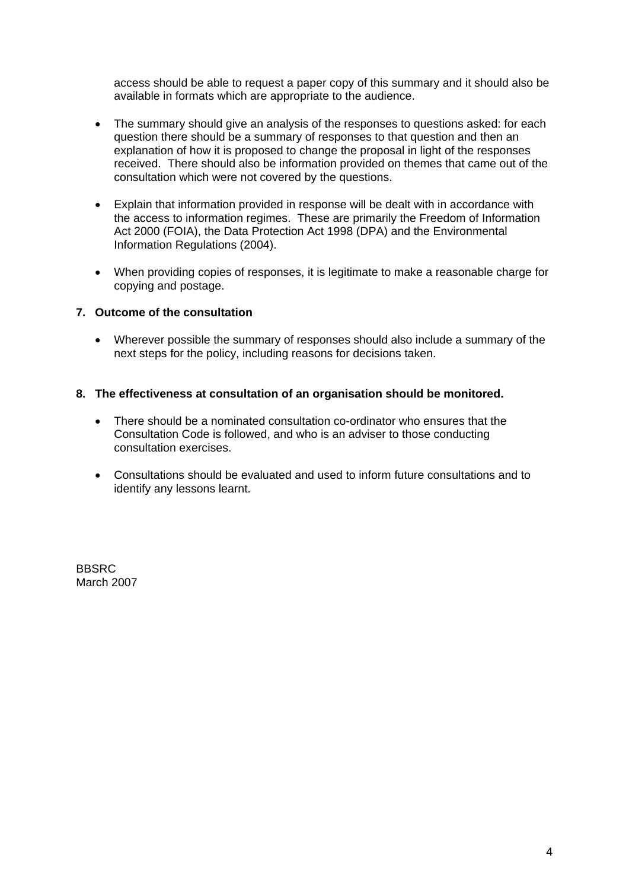access should be able to request a paper copy of this summary and it should also be available in formats which are appropriate to the audience.

- The summary should give an analysis of the responses to questions asked: for each question there should be a summary of responses to that question and then an explanation of how it is proposed to change the proposal in light of the responses received. There should also be information provided on themes that came out of the consultation which were not covered by the questions.

- Explain that information provided in response will be dealt with in accordance with the access to information regimes. These are primarily the Freedom of Information Act 2000 (FOIA), the Data Protection Act 1998 (DPA) and the Environmental Information Regulations (2004).

- When providing copies of responses, it is legitimate to make a reasonable charge for copying and postage.

**7. Outcome of the consultation**

- Wherever possible the summary of responses should also include a summary of the next steps for the policy, including reasons for decisions taken.

**8. The effectiveness at consultation of an organisation should be monitored.**

- There should be a nominated consultation co-ordinator who ensures that the Consultation Code is followed, and who is an adviser to those conducting consultation exercises.

- Consultations should be evaluated and used to inform future consultations and to identify any lessons learnt.

BBSRC
March 2007